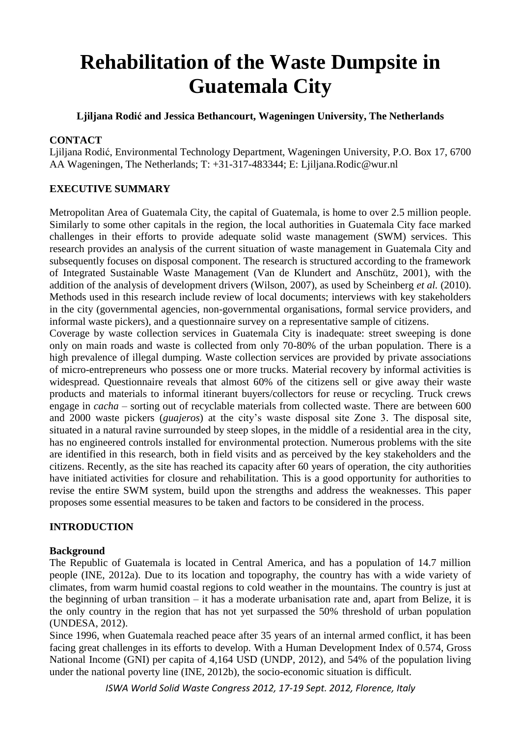# Rehabilitation of the Waste Dumpsite in Guatemala City

**Ljiljana Rodić and Jessica Bethancourt, Wageningen University, The Netherlands**

## CONTACT

Ljiljana Rodić, Environmental Technology Department, Wageningen University, P.O. Box 17, 6700 AA Wageningen, The Netherlands; T: +31-317-483344; E: Ljiljana.Rodic@wur.nl

## EXECUTIVE SUMMARY

Metropolitan Area of Guatemala City, the capital of Guatemala, is home to over 2.5 million people. Similarly to some other capitals in the region, the local authorities in Guatemala City face marked challenges in their efforts to provide adequate solid waste management (SWM) services. This research provides an analysis of the current situation of waste management in Guatemala City and subsequently focuses on disposal component. The research is structured according to the framework of Integrated Sustainable Waste Management (Van de Klundert and Anschütz, 2001), with the addition of the analysis of development drivers (Wilson, 2007), as used by Scheinberg *et al.* (2010). Methods used in this research include review of local documents; interviews with key stakeholders in the city (governmental agencies, non-governmental organisations, formal service providers, and informal waste pickers), and a questionnaire survey on a representative sample of citizens.

Coverage by waste collection services in Guatemala City is inadequate: street sweeping is done only on main roads and waste is collected from only 70-80% of the urban population. There is a high prevalence of illegal dumping. Waste collection services are provided by private associations of micro-entrepreneurs who possess one or more trucks. Material recovery by informal activities is widespread. Questionnaire reveals that almost 60% of the citizens sell or give away their waste products and materials to informal itinerant buyers/collectors for reuse or recycling. Truck crews engage in *cacha* – sorting out of recyclable materials from collected waste. There are between 600 and 2000 waste pickers (*guajeros*) at the city's waste disposal site Zone 3. The disposal site, situated in a natural ravine surrounded by steep slopes, in the middle of a residential area in the city, has no engineered controls installed for environmental protection. Numerous problems with the site are identified in this research, both in field visits and as perceived by the key stakeholders and the citizens. Recently, as the site has reached its capacity after 60 years of operation, the city authorities have initiated activities for closure and rehabilitation. This is a good opportunity for authorities to revise the entire SWM system, build upon the strengths and address the weaknesses. This paper proposes some essential measures to be taken and factors to be considered in the process.

## INTRODUCTION

### Background

The Republic of Guatemala is located in Central America, and has a population of 14.7 million people (INE, 2012a). Due to its location and topography, the country has with a wide variety of climates, from warm humid coastal regions to cold weather in the mountains. The country is just at the beginning of urban transition – it has a moderate urbanisation rate and, apart from Belize, it is the only country in the region that has not yet surpassed the 50% threshold of urban population (UNDESA, 2012).

Since 1996, when Guatemala reached peace after 35 years of an internal armed conflict, it has been facing great challenges in its efforts to develop. With a Human Development Index of 0.574, Gross National Income (GNI) per capita of 4,164 USD (UNDP, 2012), and 54% of the population living under the national poverty line (INE, 2012b), the socio-economic situation is difficult.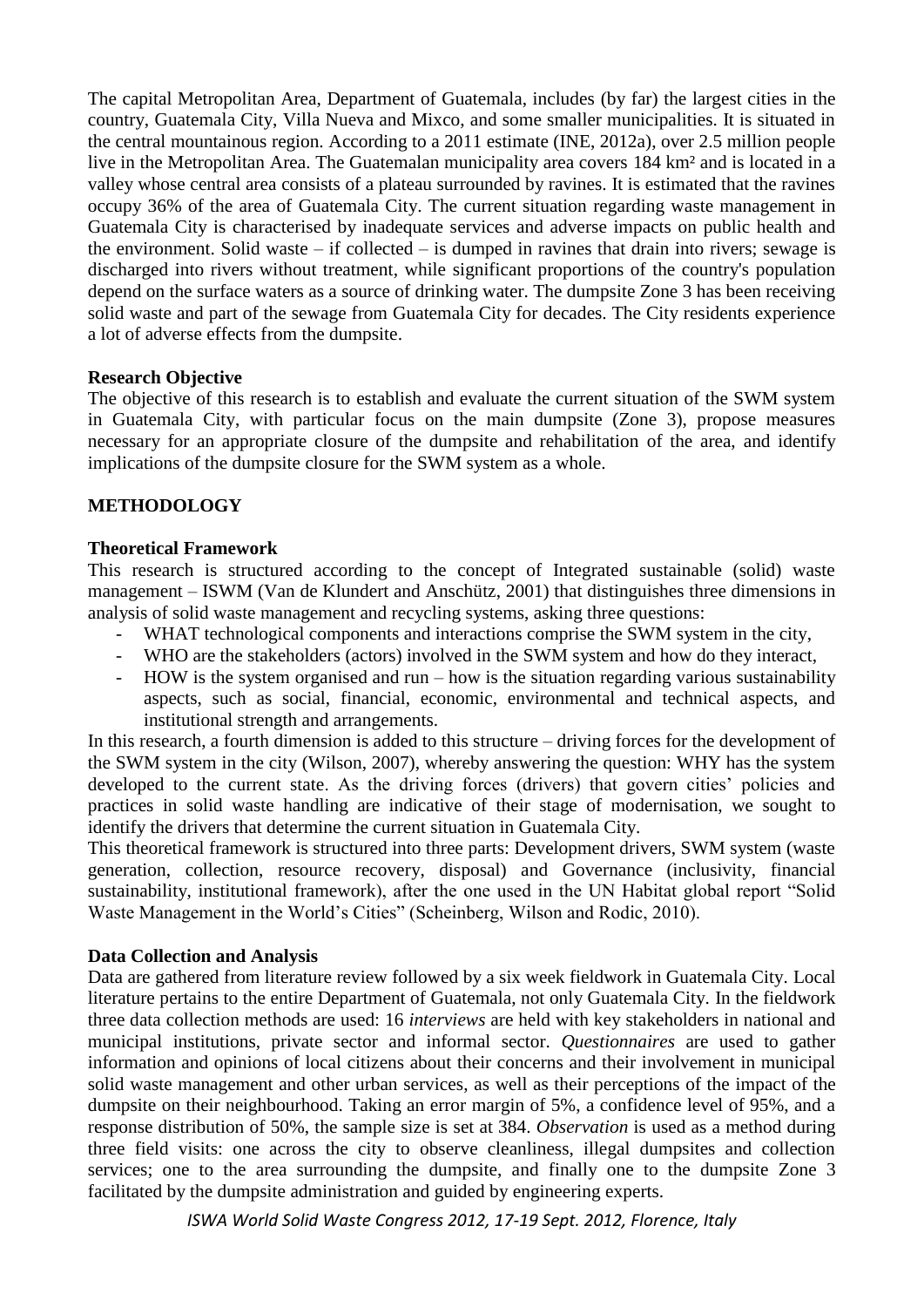The capital Metropolitan Area, Department of Guatemala, includes (by far) the largest cities in the country, Guatemala City, Villa Nueva and Mixco, and some smaller municipalities. It is situated in the central mountainous region. According to a 2011 estimate (INE, 2012a), over 2.5 million people live in the Metropolitan Area. The Guatemalan municipality area covers 184 km² and is located in a valley whose central area consists of a plateau surrounded by ravines. It is estimated that the ravines occupy 36% of the area of Guatemala City. The current situation regarding waste management in Guatemala City is characterised by inadequate services and adverse impacts on public health and the environment. Solid waste – if collected – is dumped in ravines that drain into rivers; sewage is discharged into rivers without treatment, while significant proportions of the country's population depend on the surface waters as a source of drinking water. The dumpsite Zone 3 has been receiving solid waste and part of the sewage from Guatemala City for decades. The City residents experience a lot of adverse effects from the dumpsite.

### Research Objective

The objective of this research is to establish and evaluate the current situation of the SWM system in Guatemala City, with particular focus on the main dumpsite (Zone 3), propose measures necessary for an appropriate closure of the dumpsite and rehabilitation of the area, and identify implications of the dumpsite closure for the SWM system as a whole.

## METHODOLOGY

### Theoretical Framework

This research is structured according to the concept of Integrated sustainable (solid) waste management – ISWM (Van de Klundert and Anschütz, 2001) that distinguishes three dimensions in analysis of solid waste management and recycling systems, asking three questions:

- WHAT technological components and interactions comprise the SWM system in the city,
- WHO are the stakeholders (actors) involved in the SWM system and how do they interact,
- HOW is the system organised and run – how is the situation regarding various sustainability aspects, such as social, financial, economic, environmental and technical aspects, and institutional strength and arrangements.

In this research, a fourth dimension is added to this structure – driving forces for the development of the SWM system in the city (Wilson, 2007), whereby answering the question: WHY has the system developed to the current state. As the driving forces (drivers) that govern cities' policies and practices in solid waste handling are indicative of their stage of modernisation, we sought to identify the drivers that determine the current situation in Guatemala City.

This theoretical framework is structured into three parts: Development drivers, SWM system (waste generation, collection, resource recovery, disposal) and Governance (inclusivity, financial sustainability, institutional framework), after the one used in the UN Habitat global report "Solid Waste Management in the World's Cities" (Scheinberg, Wilson and Rodic, 2010).

### Data Collection and Analysis

Data are gathered from literature review followed by a six week fieldwork in Guatemala City. Local literature pertains to the entire Department of Guatemala, not only Guatemala City. In the fieldwork three data collection methods are used: 16 *interviews* are held with key stakeholders in national and municipal institutions, private sector and informal sector. *Questionnaires* are used to gather information and opinions of local citizens about their concerns and their involvement in municipal solid waste management and other urban services, as well as their perceptions of the impact of the dumpsite on their neighbourhood. Taking an error margin of 5%, a confidence level of 95%, and a response distribution of 50%, the sample size is set at 384. *Observation* is used as a method during three field visits: one across the city to observe cleanliness, illegal dumpsites and collection services; one to the area surrounding the dumpsite, and finally one to the dumpsite Zone 3 facilitated by the dumpsite administration and guided by engineering experts.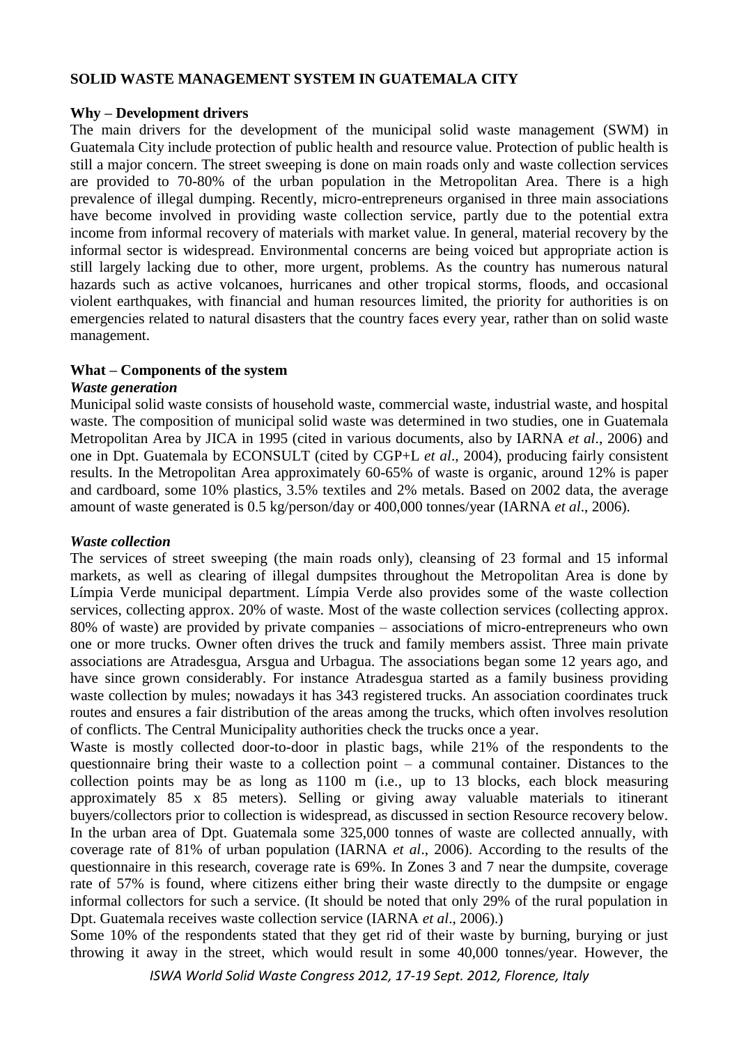# SOLID WASTE MANAGEMENT SYSTEM IN GUATEMALA CITY

## Why – Development drivers

The main drivers for the development of the municipal solid waste management (SWM) in Guatemala City include protection of public health and resource value. Protection of public health is still a major concern. The street sweeping is done on main roads only and waste collection services are provided to 70-80% of the urban population in the Metropolitan Area. There is a high prevalence of illegal dumping. Recently, micro-entrepreneurs organised in three main associations have become involved in providing waste collection service, partly due to the potential extra income from informal recovery of materials with market value. In general, material recovery by the informal sector is widespread. Environmental concerns are being voiced but appropriate action is still largely lacking due to other, more urgent, problems. As the country has numerous natural hazards such as active volcanoes, hurricanes and other tropical storms, floods, and occasional violent earthquakes, with financial and human resources limited, the priority for authorities is on emergencies related to natural disasters that the country faces every year, rather than on solid waste management.

## What – Components of the system

### *Waste generation*

Municipal solid waste consists of household waste, commercial waste, industrial waste, and hospital waste. The composition of municipal solid waste was determined in two studies, one in Guatemala Metropolitan Area by JICA in 1995 (cited in various documents, also by IARNA *et al*., 2006) and one in Dpt. Guatemala by ECONSULT (cited by CGP+L *et al*., 2004), producing fairly consistent results. In the Metropolitan Area approximately 60-65% of waste is organic, around 12% is paper and cardboard, some 10% plastics, 3.5% textiles and 2% metals. Based on 2002 data, the average amount of waste generated is 0.5 kg/person/day or 400,000 tonnes/year (IARNA *et al*., 2006).

### *Waste collection*

The services of street sweeping (the main roads only), cleansing of 23 formal and 15 informal markets, as well as clearing of illegal dumpsites throughout the Metropolitan Area is done by Límpia Verde municipal department. Límpia Verde also provides some of the waste collection services, collecting approx. 20% of waste. Most of the waste collection services (collecting approx. 80% of waste) are provided by private companies – associations of micro-entrepreneurs who own one or more trucks. Owner often drives the truck and family members assist. Three main private associations are Atradesgua, Arsgua and Urbagua. The associations began some 12 years ago, and have since grown considerably. For instance Atradesgua started as a family business providing waste collection by mules; nowadays it has 343 registered trucks. An association coordinates truck routes and ensures a fair distribution of the areas among the trucks, which often involves resolution of conflicts. The Central Municipality authorities check the trucks once a year.

Waste is mostly collected door-to-door in plastic bags, while 21% of the respondents to the questionnaire bring their waste to a collection point – a communal container. Distances to the collection points may be as long as 1100 m (i.e., up to 13 blocks, each block measuring approximately 85 x 85 meters). Selling or giving away valuable materials to itinerant buyers/collectors prior to collection is widespread, as discussed in section Resource recovery below. In the urban area of Dpt. Guatemala some 325,000 tonnes of waste are collected annually, with coverage rate of 81% of urban population (IARNA *et al*., 2006). According to the results of the questionnaire in this research, coverage rate is 69%. In Zones 3 and 7 near the dumpsite, coverage rate of 57% is found, where citizens either bring their waste directly to the dumpsite or engage informal collectors for such a service. (It should be noted that only 29% of the rural population in Dpt. Guatemala receives waste collection service (IARNA *et al*., 2006).)

Some 10% of the respondents stated that they get rid of their waste by burning, burying or just throwing it away in the street, which would result in some 40,000 tonnes/year. However, the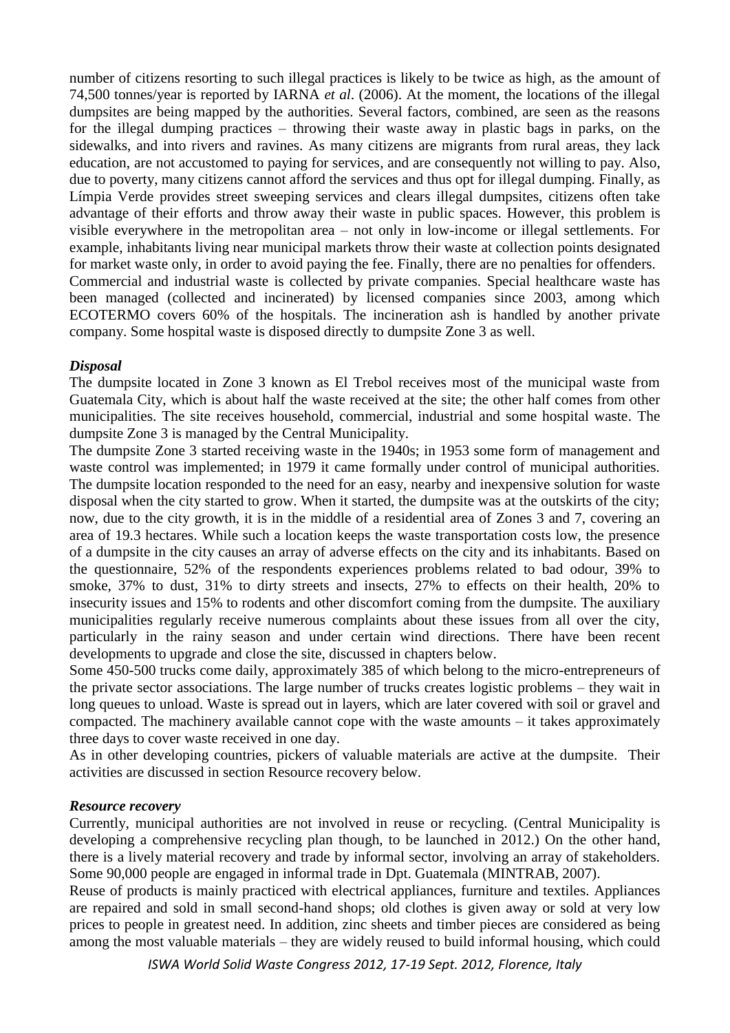number of citizens resorting to such illegal practices is likely to be twice as high, as the amount of 74,500 tonnes/year is reported by IARNA *et al*. (2006). At the moment, the locations of the illegal dumpsites are being mapped by the authorities. Several factors, combined, are seen as the reasons for the illegal dumping practices – throwing their waste away in plastic bags in parks, on the sidewalks, and into rivers and ravines. As many citizens are migrants from rural areas, they lack education, are not accustomed to paying for services, and are consequently not willing to pay. Also, due to poverty, many citizens cannot afford the services and thus opt for illegal dumping. Finally, as Límpia Verde provides street sweeping services and clears illegal dumpsites, citizens often take advantage of their efforts and throw away their waste in public spaces. However, this problem is visible everywhere in the metropolitan area – not only in low-income or illegal settlements. For example, inhabitants living near municipal markets throw their waste at collection points designated for market waste only, in order to avoid paying the fee. Finally, there are no penalties for offenders.

Commercial and industrial waste is collected by private companies. Special healthcare waste has been managed (collected and incinerated) by licensed companies since 2003, among which ECOTERMO covers 60% of the hospitals. The incineration ash is handled by another private company. Some hospital waste is disposed directly to dumpsite Zone 3 as well.

***Disposal***

The dumpsite located in Zone 3 known as El Trebol receives most of the municipal waste from Guatemala City, which is about half the waste received at the site; the other half comes from other municipalities. The site receives household, commercial, industrial and some hospital waste. The dumpsite Zone 3 is managed by the Central Municipality.

The dumpsite Zone 3 started receiving waste in the 1940s; in 1953 some form of management and waste control was implemented; in 1979 it came formally under control of municipal authorities. The dumpsite location responded to the need for an easy, nearby and inexpensive solution for waste disposal when the city started to grow. When it started, the dumpsite was at the outskirts of the city; now, due to the city growth, it is in the middle of a residential area of Zones 3 and 7, covering an area of 19.3 hectares. While such a location keeps the waste transportation costs low, the presence of a dumpsite in the city causes an array of adverse effects on the city and its inhabitants. Based on the questionnaire, 52% of the respondents experiences problems related to bad odour, 39% to smoke, 37% to dust, 31% to dirty streets and insects, 27% to effects on their health, 20% to insecurity issues and 15% to rodents and other discomfort coming from the dumpsite. The auxiliary municipalities regularly receive numerous complaints about these issues from all over the city, particularly in the rainy season and under certain wind directions. There have been recent developments to upgrade and close the site, discussed in chapters below.

Some 450-500 trucks come daily, approximately 385 of which belong to the micro-entrepreneurs of the private sector associations. The large number of trucks creates logistic problems – they wait in long queues to unload. Waste is spread out in layers, which are later covered with soil or gravel and compacted. The machinery available cannot cope with the waste amounts – it takes approximately three days to cover waste received in one day.

As in other developing countries, pickers of valuable materials are active at the dumpsite. Their activities are discussed in section Resource recovery below.

***Resource recovery***

Currently, municipal authorities are not involved in reuse or recycling. (Central Municipality is developing a comprehensive recycling plan though, to be launched in 2012.) On the other hand, there is a lively material recovery and trade by informal sector, involving an array of stakeholders. Some 90,000 people are engaged in informal trade in Dpt. Guatemala (MINTRAB, 2007).

Reuse of products is mainly practiced with electrical appliances, furniture and textiles. Appliances are repaired and sold in small second-hand shops; old clothes is given away or sold at very low prices to people in greatest need. In addition, zinc sheets and timber pieces are considered as being among the most valuable materials – they are widely reused to build informal housing, which could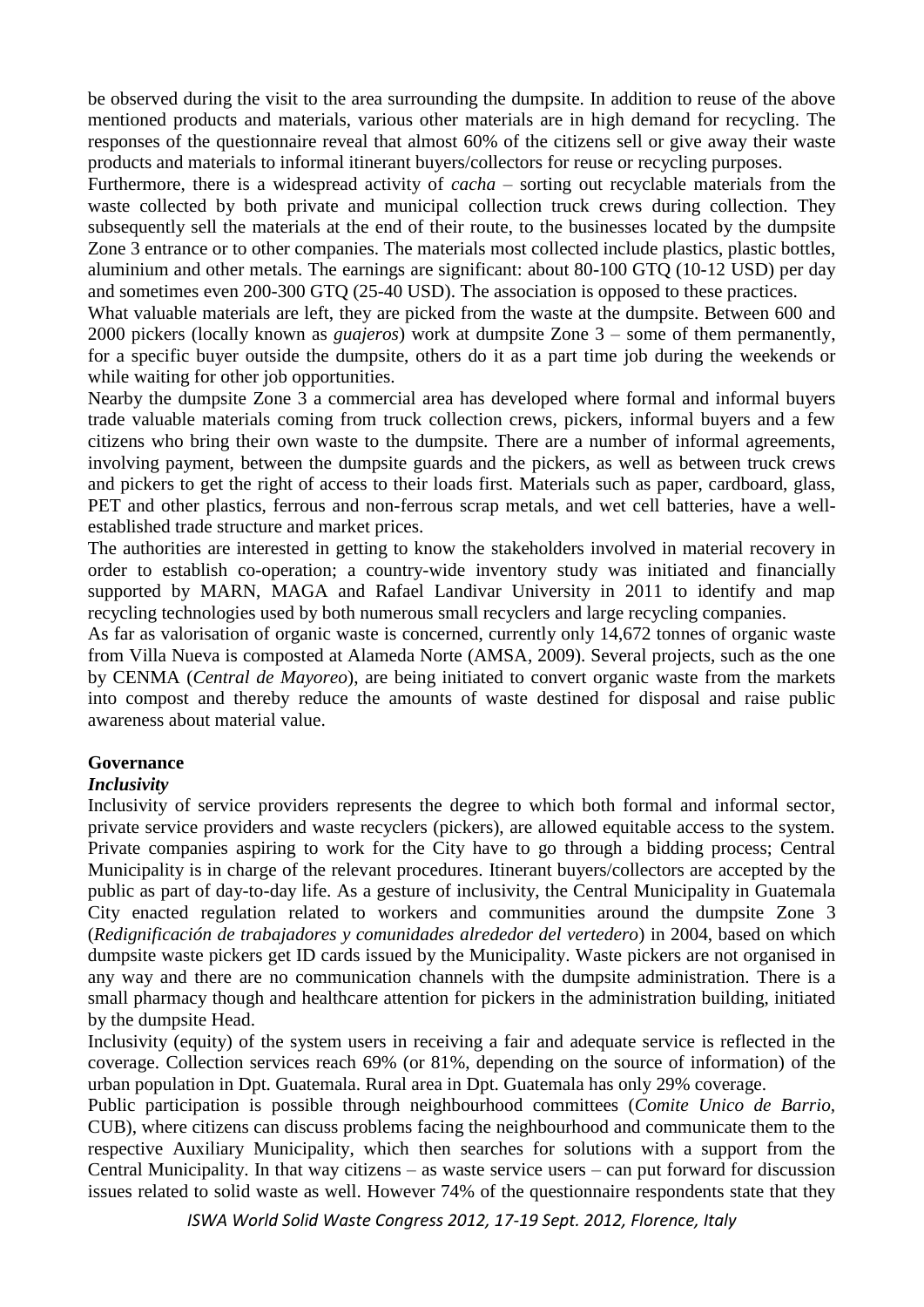be observed during the visit to the area surrounding the dumpsite. In addition to reuse of the above mentioned products and materials, various other materials are in high demand for recycling. The responses of the questionnaire reveal that almost 60% of the citizens sell or give away their waste products and materials to informal itinerant buyers/collectors for reuse or recycling purposes.

Furthermore, there is a widespread activity of *cacha* – sorting out recyclable materials from the waste collected by both private and municipal collection truck crews during collection. They subsequently sell the materials at the end of their route, to the businesses located by the dumpsite Zone 3 entrance or to other companies. The materials most collected include plastics, plastic bottles, aluminium and other metals. The earnings are significant: about 80-100 GTQ (10-12 USD) per day and sometimes even 200-300 GTQ (25-40 USD). The association is opposed to these practices.

What valuable materials are left, they are picked from the waste at the dumpsite. Between 600 and 2000 pickers (locally known as *guajeros*) work at dumpsite Zone 3 – some of them permanently, for a specific buyer outside the dumpsite, others do it as a part time job during the weekends or while waiting for other job opportunities.

Nearby the dumpsite Zone 3 a commercial area has developed where formal and informal buyers trade valuable materials coming from truck collection crews, pickers, informal buyers and a few citizens who bring their own waste to the dumpsite. There are a number of informal agreements, involving payment, between the dumpsite guards and the pickers, as well as between truck crews and pickers to get the right of access to their loads first. Materials such as paper, cardboard, glass, PET and other plastics, ferrous and non-ferrous scrap metals, and wet cell batteries, have a well-established trade structure and market prices.

The authorities are interested in getting to know the stakeholders involved in material recovery in order to establish co-operation; a country-wide inventory study was initiated and financially supported by MARN, MAGA and Rafael Landivar University in 2011 to identify and map recycling technologies used by both numerous small recyclers and large recycling companies.

As far as valorisation of organic waste is concerned, currently only 14,672 tonnes of organic waste from Villa Nueva is composted at Alameda Norte (AMSA, 2009). Several projects, such as the one by CENMA (*Central de Mayoreo*), are being initiated to convert organic waste from the markets into compost and thereby reduce the amounts of waste destined for disposal and raise public awareness about material value.

## Governance

### *Inclusivity*

Inclusivity of service providers represents the degree to which both formal and informal sector, private service providers and waste recyclers (pickers), are allowed equitable access to the system. Private companies aspiring to work for the City have to go through a bidding process; Central Municipality is in charge of the relevant procedures. Itinerant buyers/collectors are accepted by the public as part of day-to-day life. As a gesture of inclusivity, the Central Municipality in Guatemala City enacted regulation related to workers and communities around the dumpsite Zone 3 (*Redignificación de trabajadores y comunidades alrededor del vertedero*) in 2004, based on which dumpsite waste pickers get ID cards issued by the Municipality. Waste pickers are not organised in any way and there are no communication channels with the dumpsite administration. There is a small pharmacy though and healthcare attention for pickers in the administration building, initiated by the dumpsite Head.

Inclusivity (equity) of the system users in receiving a fair and adequate service is reflected in the coverage. Collection services reach 69% (or 81%, depending on the source of information) of the urban population in Dpt. Guatemala. Rural area in Dpt. Guatemala has only 29% coverage.

Public participation is possible through neighbourhood committees (*Comite Unico de Barrio*, CUB), where citizens can discuss problems facing the neighbourhood and communicate them to the respective Auxiliary Municipality, which then searches for solutions with a support from the Central Municipality. In that way citizens – as waste service users – can put forward for discussion issues related to solid waste as well. However 74% of the questionnaire respondents state that they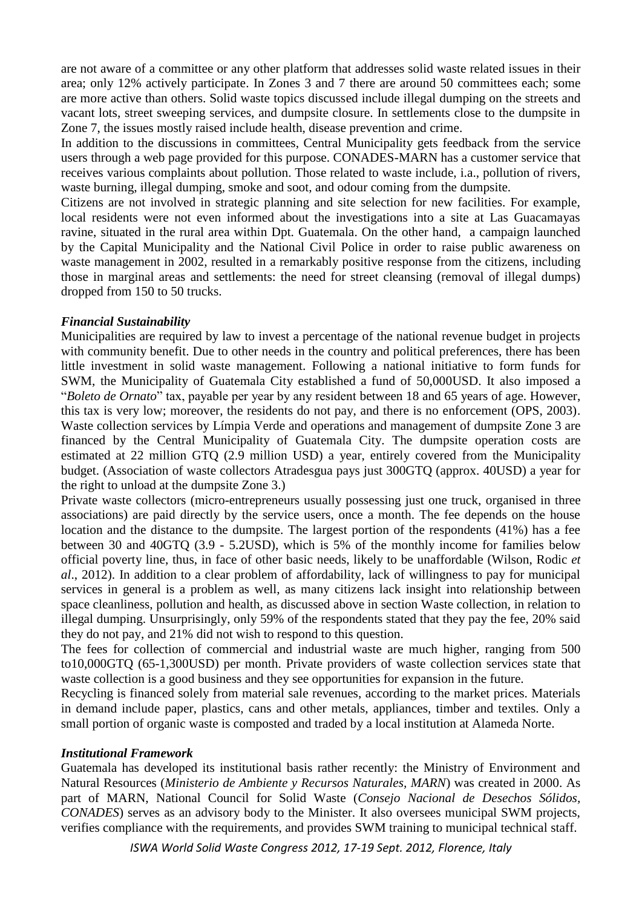are not aware of a committee or any other platform that addresses solid waste related issues in their area; only 12% actively participate. In Zones 3 and 7 there are around 50 committees each; some are more active than others. Solid waste topics discussed include illegal dumping on the streets and vacant lots, street sweeping services, and dumpsite closure. In settlements close to the dumpsite in Zone 7, the issues mostly raised include health, disease prevention and crime.

In addition to the discussions in committees, Central Municipality gets feedback from the service users through a web page provided for this purpose. CONADES-MARN has a customer service that receives various complaints about pollution. Those related to waste include, i.a., pollution of rivers, waste burning, illegal dumping, smoke and soot, and odour coming from the dumpsite.

Citizens are not involved in strategic planning and site selection for new facilities. For example, local residents were not even informed about the investigations into a site at Las Guacamayas ravine, situated in the rural area within Dpt. Guatemala. On the other hand, a campaign launched by the Capital Municipality and the National Civil Police in order to raise public awareness on waste management in 2002, resulted in a remarkably positive response from the citizens, including those in marginal areas and settlements: the need for street cleansing (removal of illegal dumps) dropped from 150 to 50 trucks.

### *Financial Sustainability*

Municipalities are required by law to invest a percentage of the national revenue budget in projects with community benefit. Due to other needs in the country and political preferences, there has been little investment in solid waste management. Following a national initiative to form funds for SWM, the Municipality of Guatemala City established a fund of 50,000USD. It also imposed a "*Boleto de Ornato*" tax, payable per year by any resident between 18 and 65 years of age. However, this tax is very low; moreover, the residents do not pay, and there is no enforcement (OPS, 2003).

Waste collection services by Límpia Verde and operations and management of dumpsite Zone 3 are financed by the Central Municipality of Guatemala City. The dumpsite operation costs are estimated at 22 million GTQ (2.9 million USD) a year, entirely covered from the Municipality budget. (Association of waste collectors Atradesgua pays just 300GTQ (approx. 40USD) a year for the right to unload at the dumpsite Zone 3.)

Private waste collectors (micro-entrepreneurs usually possessing just one truck, organised in three associations) are paid directly by the service users, once a month. The fee depends on the house location and the distance to the dumpsite. The largest portion of the respondents (41%) has a fee between 30 and 40GTQ (3.9 - 5.2USD), which is 5% of the monthly income for families below official poverty line, thus, in face of other basic needs, likely to be unaffordable (Wilson, Rodic *et al*., 2012). In addition to a clear problem of affordability, lack of willingness to pay for municipal services in general is a problem as well, as many citizens lack insight into relationship between space cleanliness, pollution and health, as discussed above in section Waste collection, in relation to illegal dumping. Unsurprisingly, only 59% of the respondents stated that they pay the fee, 20% said they do not pay, and 21% did not wish to respond to this question.

The fees for collection of commercial and industrial waste are much higher, ranging from 500 to10,000GTQ (65-1,300USD) per month. Private providers of waste collection services state that waste collection is a good business and they see opportunities for expansion in the future.

Recycling is financed solely from material sale revenues, according to the market prices. Materials in demand include paper, plastics, cans and other metals, appliances, timber and textiles. Only a small portion of organic waste is composted and traded by a local institution at Alameda Norte.

### *Institutional Framework*

Guatemala has developed its institutional basis rather recently: the Ministry of Environment and Natural Resources (*Ministerio de Ambiente y Recursos Naturales, MARN*) was created in 2000. As part of MARN, National Council for Solid Waste (*Consejo Nacional de Desechos Sólidos, CONADES*) serves as an advisory body to the Minister. It also oversees municipal SWM projects, verifies compliance with the requirements, and provides SWM training to municipal technical staff.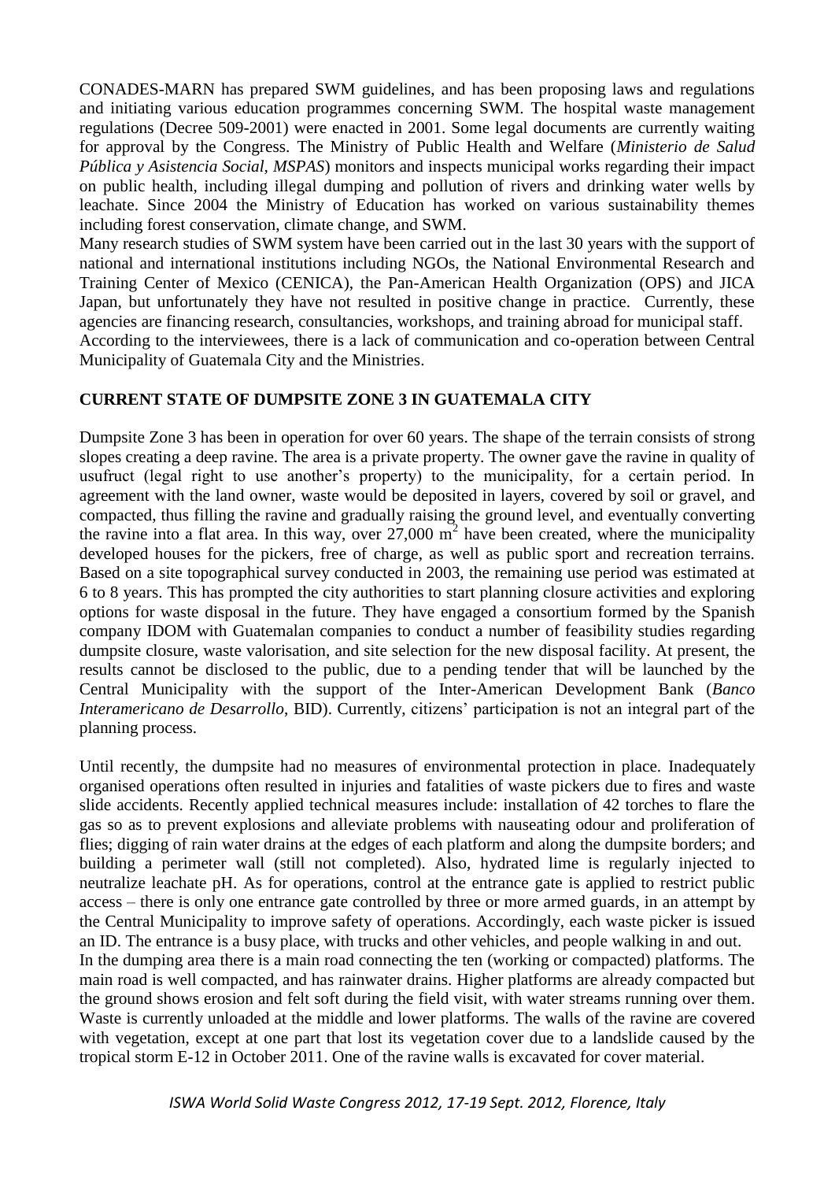CONADES-MARN has prepared SWM guidelines, and has been proposing laws and regulations and initiating various education programmes concerning SWM. The hospital waste management regulations (Decree 509-2001) were enacted in 2001. Some legal documents are currently waiting for approval by the Congress. The Ministry of Public Health and Welfare (*Ministerio de Salud Pública y Asistencia Social, MSPAS*) monitors and inspects municipal works regarding their impact on public health, including illegal dumping and pollution of rivers and drinking water wells by leachate. Since 2004 the Ministry of Education has worked on various sustainability themes including forest conservation, climate change, and SWM.

Many research studies of SWM system have been carried out in the last 30 years with the support of national and international institutions including NGOs, the National Environmental Research and Training Center of Mexico (CENICA), the Pan-American Health Organization (OPS) and JICA Japan, but unfortunately they have not resulted in positive change in practice. Currently, these agencies are financing research, consultancies, workshops, and training abroad for municipal staff.

According to the interviewees, there is a lack of communication and co-operation between Central Municipality of Guatemala City and the Ministries.

## CURRENT STATE OF DUMPSITE ZONE 3 IN GUATEMALA CITY

Dumpsite Zone 3 has been in operation for over 60 years. The shape of the terrain consists of strong slopes creating a deep ravine. The area is a private property. The owner gave the ravine in quality of usufruct (legal right to use another's property) to the municipality, for a certain period. In agreement with the land owner, waste would be deposited in layers, covered by soil or gravel, and compacted, thus filling the ravine and gradually raising the ground level, and eventually converting the ravine into a flat area. In this way, over 27,000 $m^2$ have been created, where the municipality developed houses for the pickers, free of charge, as well as public sport and recreation terrains. Based on a site topographical survey conducted in 2003, the remaining use period was estimated at 6 to 8 years. This has prompted the city authorities to start planning closure activities and exploring options for waste disposal in the future. They have engaged a consortium formed by the Spanish company IDOM with Guatemalan companies to conduct a number of feasibility studies regarding dumpsite closure, waste valorisation, and site selection for the new disposal facility. At present, the results cannot be disclosed to the public, due to a pending tender that will be launched by the Central Municipality with the support of the Inter-American Development Bank (*Banco Interamericano de Desarrollo*, BID). Currently, citizens' participation is not an integral part of the planning process.

Until recently, the dumpsite had no measures of environmental protection in place. Inadequately organised operations often resulted in injuries and fatalities of waste pickers due to fires and waste slide accidents. Recently applied technical measures include: installation of 42 torches to flare the gas so as to prevent explosions and alleviate problems with nauseating odour and proliferation of flies; digging of rain water drains at the edges of each platform and along the dumpsite borders; and building a perimeter wall (still not completed). Also, hydrated lime is regularly injected to neutralize leachate pH. As for operations, control at the entrance gate is applied to restrict public access – there is only one entrance gate controlled by three or more armed guards, in an attempt by the Central Municipality to improve safety of operations. Accordingly, each waste picker is issued an ID. The entrance is a busy place, with trucks and other vehicles, and people walking in and out.

In the dumping area there is a main road connecting the ten (working or compacted) platforms. The main road is well compacted, and has rainwater drains. Higher platforms are already compacted but the ground shows erosion and felt soft during the field visit, with water streams running over them. Waste is currently unloaded at the middle and lower platforms. The walls of the ravine are covered with vegetation, except at one part that lost its vegetation cover due to a landslide caused by the tropical storm E-12 in October 2011. One of the ravine walls is excavated for cover material.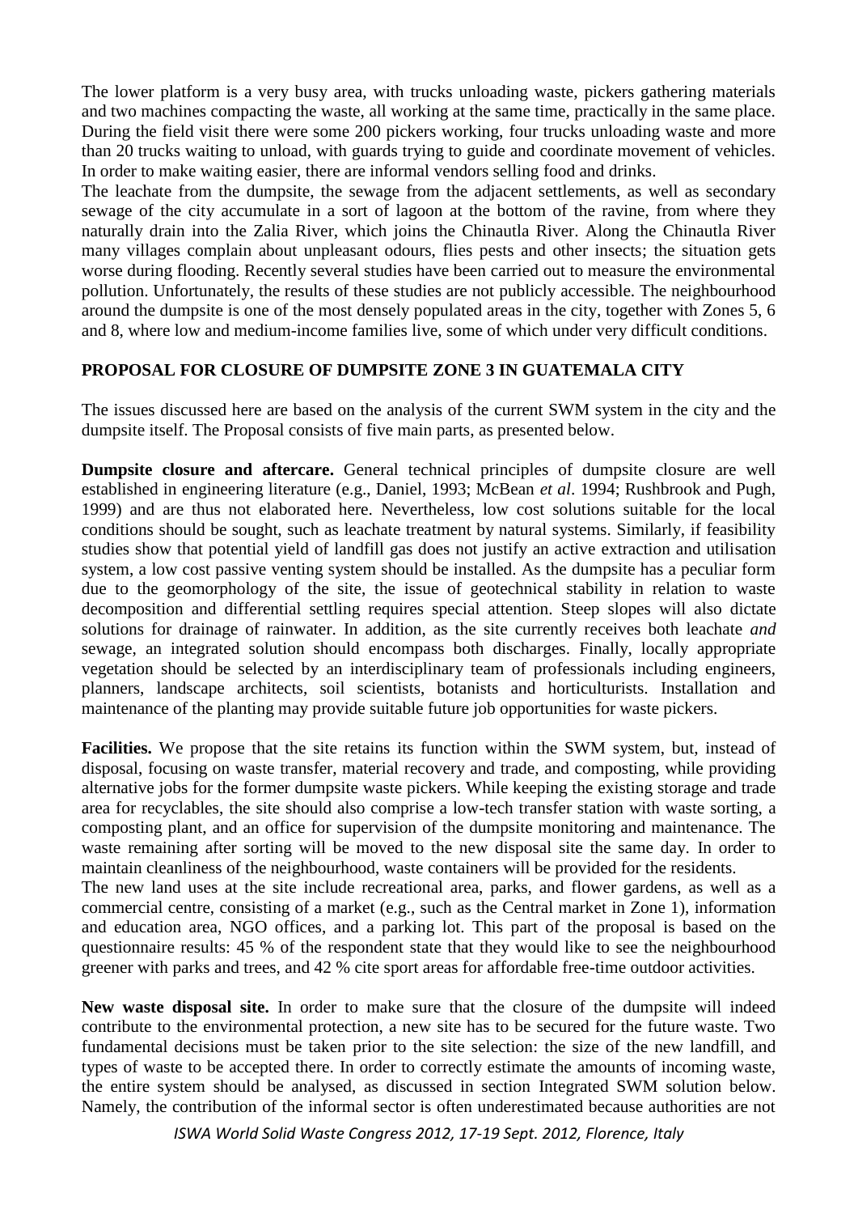The lower platform is a very busy area, with trucks unloading waste, pickers gathering materials and two machines compacting the waste, all working at the same time, practically in the same place. During the field visit there were some 200 pickers working, four trucks unloading waste and more than 20 trucks waiting to unload, with guards trying to guide and coordinate movement of vehicles. In order to make waiting easier, there are informal vendors selling food and drinks.

The leachate from the dumpsite, the sewage from the adjacent settlements, as well as secondary sewage of the city accumulate in a sort of lagoon at the bottom of the ravine, from where they naturally drain into the Zalia River, which joins the Chinautla River. Along the Chinautla River many villages complain about unpleasant odours, flies pests and other insects; the situation gets worse during flooding. Recently several studies have been carried out to measure the environmental pollution. Unfortunately, the results of these studies are not publicly accessible. The neighbourhood around the dumpsite is one of the most densely populated areas in the city, together with Zones 5, 6 and 8, where low and medium-income families live, some of which under very difficult conditions.

## PROPOSAL FOR CLOSURE OF DUMPSITE ZONE 3 IN GUATEMALA CITY

The issues discussed here are based on the analysis of the current SWM system in the city and the dumpsite itself. The Proposal consists of five main parts, as presented below.

**Dumpsite closure and aftercare.** General technical principles of dumpsite closure are well established in engineering literature (e.g., Daniel, 1993; McBean *et al*. 1994; Rushbrook and Pugh, 1999) and are thus not elaborated here. Nevertheless, low cost solutions suitable for the local conditions should be sought, such as leachate treatment by natural systems. Similarly, if feasibility studies show that potential yield of landfill gas does not justify an active extraction and utilisation system, a low cost passive venting system should be installed. As the dumpsite has a peculiar form due to the geomorphology of the site, the issue of geotechnical stability in relation to waste decomposition and differential settling requires special attention. Steep slopes will also dictate solutions for drainage of rainwater. In addition, as the site currently receives both leachate *and* sewage, an integrated solution should encompass both discharges. Finally, locally appropriate vegetation should be selected by an interdisciplinary team of professionals including engineers, planners, landscape architects, soil scientists, botanists and horticulturists. Installation and maintenance of the planting may provide suitable future job opportunities for waste pickers.

**Facilities.** We propose that the site retains its function within the SWM system, but, instead of disposal, focusing on waste transfer, material recovery and trade, and composting, while providing alternative jobs for the former dumpsite waste pickers. While keeping the existing storage and trade area for recyclables, the site should also comprise a low-tech transfer station with waste sorting, a composting plant, and an office for supervision of the dumpsite monitoring and maintenance. The waste remaining after sorting will be moved to the new disposal site the same day. In order to maintain cleanliness of the neighbourhood, waste containers will be provided for the residents.

The new land uses at the site include recreational area, parks, and flower gardens, as well as a commercial centre, consisting of a market (e.g., such as the Central market in Zone 1), information and education area, NGO offices, and a parking lot. This part of the proposal is based on the questionnaire results: 45 % of the respondent state that they would like to see the neighbourhood greener with parks and trees, and 42 % cite sport areas for affordable free-time outdoor activities.

**New waste disposal site.** In order to make sure that the closure of the dumpsite will indeed contribute to the environmental protection, a new site has to be secured for the future waste. Two fundamental decisions must be taken prior to the site selection: the size of the new landfill, and types of waste to be accepted there. In order to correctly estimate the amounts of incoming waste, the entire system should be analysed, as discussed in section Integrated SWM solution below. Namely, the contribution of the informal sector is often underestimated because authorities are not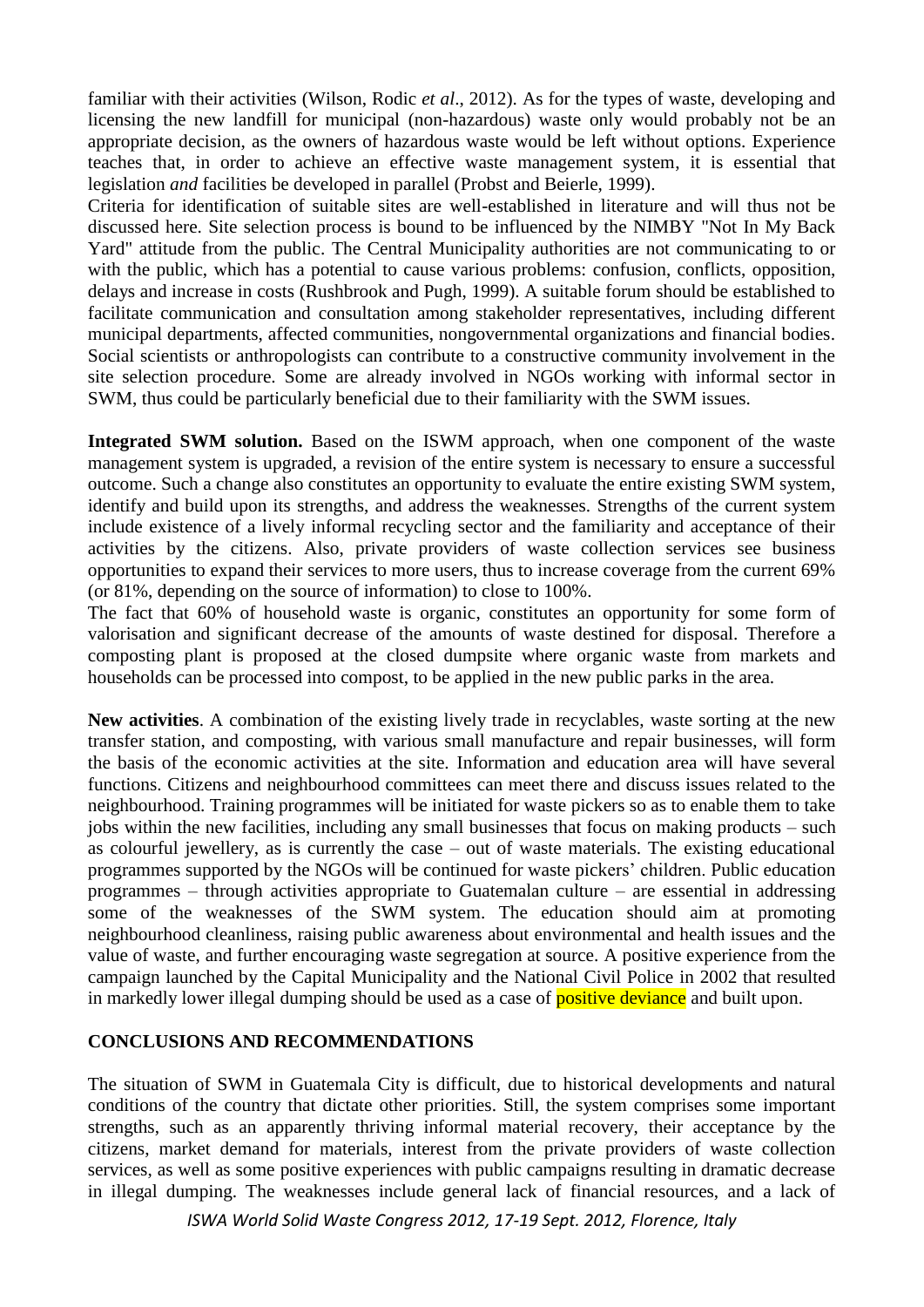familiar with their activities (Wilson, Rodic *et al*., 2012). As for the types of waste, developing and licensing the new landfill for municipal (non-hazardous) waste only would probably not be an appropriate decision, as the owners of hazardous waste would be left without options. Experience teaches that, in order to achieve an effective waste management system, it is essential that legislation *and* facilities be developed in parallel (Probst and Beierle, 1999).

Criteria for identification of suitable sites are well-established in literature and will thus not be discussed here. Site selection process is bound to be influenced by the NIMBY "Not In My Back Yard" attitude from the public. The Central Municipality authorities are not communicating to or with the public, which has a potential to cause various problems: confusion, conflicts, opposition, delays and increase in costs (Rushbrook and Pugh, 1999). A suitable forum should be established to facilitate communication and consultation among stakeholder representatives, including different municipal departments, affected communities, nongovernmental organizations and financial bodies. Social scientists or anthropologists can contribute to a constructive community involvement in the site selection procedure. Some are already involved in NGOs working with informal sector in SWM, thus could be particularly beneficial due to their familiarity with the SWM issues.

**Integrated SWM solution.** Based on the ISWM approach, when one component of the waste management system is upgraded, a revision of the entire system is necessary to ensure a successful outcome. Such a change also constitutes an opportunity to evaluate the entire existing SWM system, identify and build upon its strengths, and address the weaknesses. Strengths of the current system include existence of a lively informal recycling sector and the familiarity and acceptance of their activities by the citizens. Also, private providers of waste collection services see business opportunities to expand their services to more users, thus to increase coverage from the current 69% (or 81%, depending on the source of information) to close to 100%.

The fact that 60% of household waste is organic, constitutes an opportunity for some form of valorisation and significant decrease of the amounts of waste destined for disposal. Therefore a composting plant is proposed at the closed dumpsite where organic waste from markets and households can be processed into compost, to be applied in the new public parks in the area.

**New activities**. A combination of the existing lively trade in recyclables, waste sorting at the new transfer station, and composting, with various small manufacture and repair businesses, will form the basis of the economic activities at the site. Information and education area will have several functions. Citizens and neighbourhood committees can meet there and discuss issues related to the neighbourhood. Training programmes will be initiated for waste pickers so as to enable them to take jobs within the new facilities, including any small businesses that focus on making products – such as colourful jewellery, as is currently the case – out of waste materials. The existing educational programmes supported by the NGOs will be continued for waste pickers' children. Public education programmes – through activities appropriate to Guatemalan culture – are essential in addressing some of the weaknesses of the SWM system. The education should aim at promoting neighbourhood cleanliness, raising public awareness about environmental and health issues and the value of waste, and further encouraging waste segregation at source. A positive experience from the campaign launched by the Capital Municipality and the National Civil Police in 2002 that resulted in markedly lower illegal dumping should be used as a case of positive deviance and built upon.

## CONCLUSIONS AND RECOMMENDATIONS

The situation of SWM in Guatemala City is difficult, due to historical developments and natural conditions of the country that dictate other priorities. Still, the system comprises some important strengths, such as an apparently thriving informal material recovery, their acceptance by the citizens, market demand for materials, interest from the private providers of waste collection services, as well as some positive experiences with public campaigns resulting in dramatic decrease in illegal dumping. The weaknesses include general lack of financial resources, and a lack of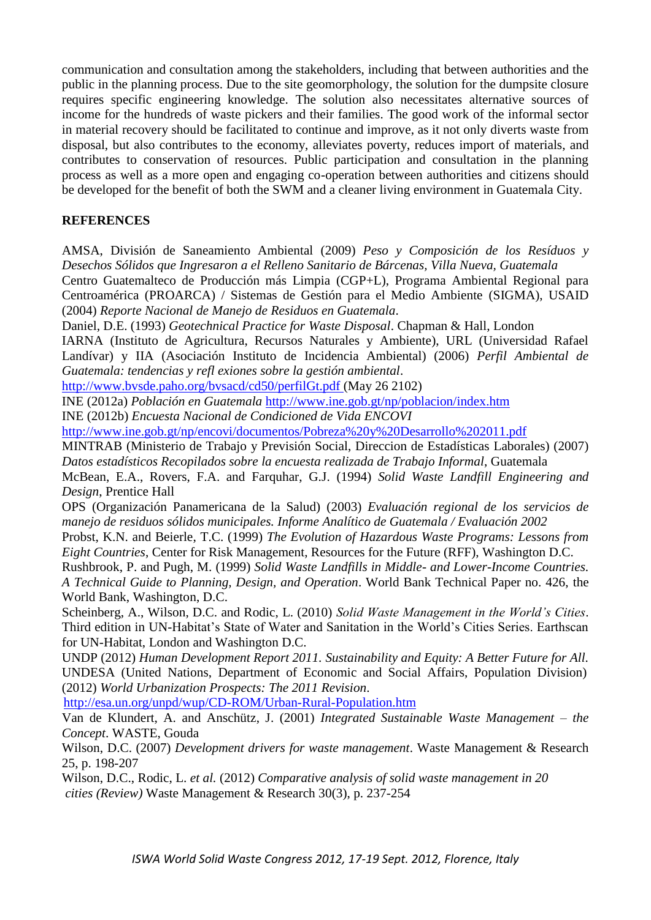communication and consultation among the stakeholders, including that between authorities and the public in the planning process. Due to the site geomorphology, the solution for the dumpsite closure requires specific engineering knowledge. The solution also necessitates alternative sources of income for the hundreds of waste pickers and their families. The good work of the informal sector in material recovery should be facilitated to continue and improve, as it not only diverts waste from disposal, but also contributes to the economy, alleviates poverty, reduces import of materials, and contributes to conservation of resources. Public participation and consultation in the planning process as well as a more open and engaging co-operation between authorities and citizens should be developed for the benefit of both the SWM and a cleaner living environment in Guatemala City.

## REFERENCES

AMSA, División de Saneamiento Ambiental (2009) *Peso y Composición de los Resíduos y Desechos Sólidos que Ingresaron a el Relleno Sanitario de Bárcenas, Villa Nueva, Guatemala*

Centro Guatemalteco de Producción más Limpia (CGP+L), Programa Ambiental Regional para Centroamérica (PROARCA) / Sistemas de Gestión para el Medio Ambiente (SIGMA), USAID (2004) *Reporte Nacional de Manejo de Residuos en Guatemala*.

Daniel, D.E. (1993) *Geotechnical Practice for Waste Disposal*. Chapman & Hall, London

IARNA (Instituto de Agricultura, Recursos Naturales y Ambiente), URL (Universidad Rafael Landívar) y IIA (Asociación Instituto de Incidencia Ambiental) (2006) *Perfil Ambiental de Guatemala: tendencias y refl exiones sobre la gestión ambiental*. http://www.bvsde.paho.org/bvsacd/cd50/perfilGt.pdf (May 26 2102)

INE (2012a) *Población en Guatemala* http://www.ine.gob.gt/np/poblacion/index.htm

INE (2012b) *Encuesta Nacional de Condiciones de Vida ENCOVI* http://www.ine.gob.gt/np/encovi/documentos/Pobreza%20y%20Desarrollo%202011.pdf

MINTRAB (Ministerio de Trabajo y Previsión Social, Direccion de Estadísticas Laborales) (2007) *Datos estadísticos Recopilados sobre la encuesta realizada de Trabajo Informal*, Guatemala

McBean, E.A., Rovers, F.A. and Farquhar, G.J. (1994) *Solid Waste Landfill Engineering and Design*, Prentice Hall

OPS (Organización Panamericana de la Salud) (2003) *Evaluación regional de los servicios de manejo de residuos sólidos municipales. Informe Analítico de Guatemala / Evaluación 2002*

Probst, K.N. and Beierle, T.C. (1999) *The Evolution of Hazardous Waste Programs: Lessons from Eight Countries*, Center for Risk Management, Resources for the Future (RFF), Washington D.C.

Rushbrook, P. and Pugh, M. (1999) *Solid Waste Landfills in Middle- and Lower-Income Countries. A Technical Guide to Planning, Design, and Operation*. World Bank Technical Paper no. 426, the World Bank, Washington, D.C.

Scheinberg, A., Wilson, D.C. and Rodic, L. (2010) *Solid Waste Management in the World's Cities*. Third edition in UN-Habitat's State of Water and Sanitation in the World's Cities Series. Earthscan for UN-Habitat, London and Washington D.C.

UNDP (2012) *Human Development Report 2011. Sustainability and Equity: A Better Future for All.*

UNDESA (United Nations, Department of Economic and Social Affairs, Population Division) (2012) *World Urbanization Prospects: The 2011 Revision*. http://esa.un.org/unpd/wup/CD-ROM/Urban-Rural-Population.htm

Van de Klundert, A. and Anschütz, J. (2001) *Integrated Sustainable Waste Management – the Concept*. WASTE, Gouda

Wilson, D.C. (2007) *Development drivers for waste management*. Waste Management & Research 25, p. 198-207

Wilson, D.C., Rodic, L. *et al.* (2012) *Comparative analysis of solid waste management in 20 cities (Review)* Waste Management & Research 30(3), p. 237-254